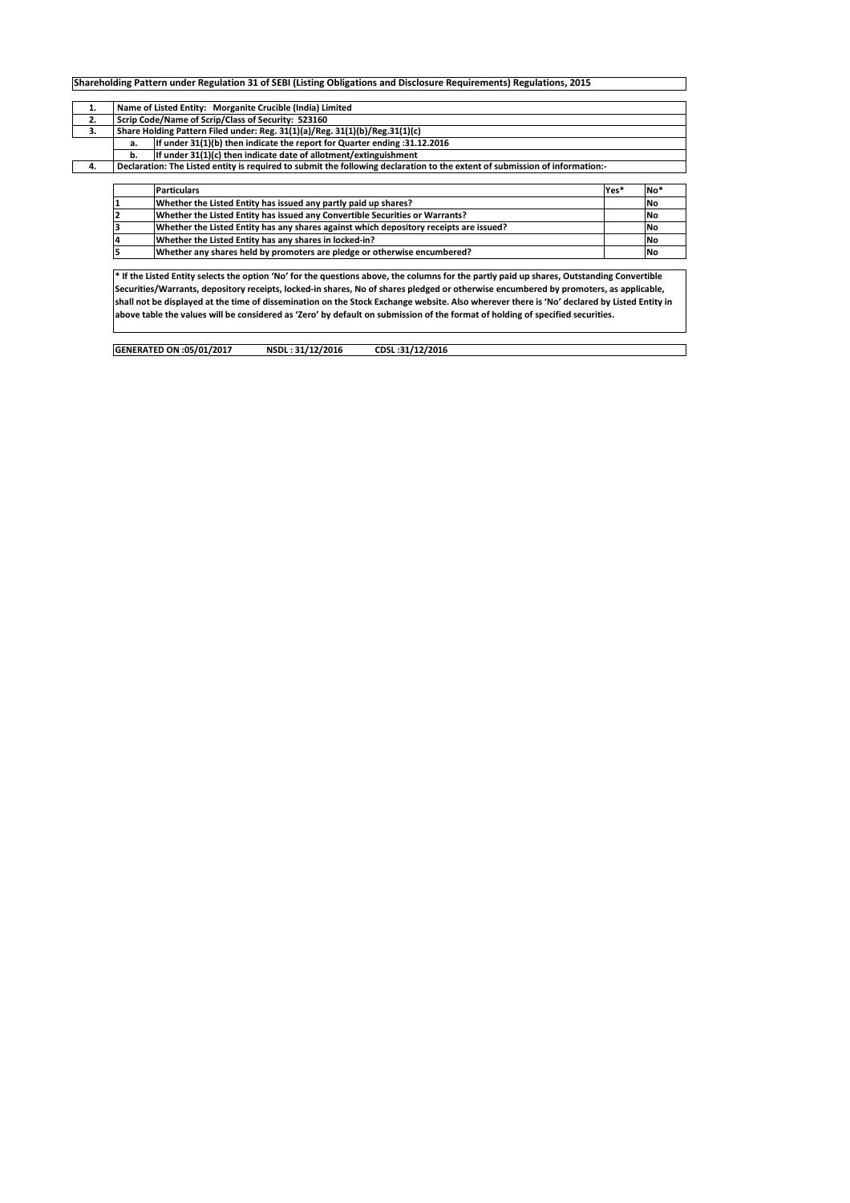**Shareholding Pattern under Regulation 31 of SEBI (Listing Obligations and Disclosure Requirements) Regulations, 2015**

| | | |
|---|---|---|
| **1.** | **Name of Listed Entity: Morganite Crucible (India) Limited** | |
| **2.** | **Scrip Code/Name of Scrip/Class of Security: 523160** | |
| **3.** | **Share Holding Pattern Filed under: Reg. 31(1)(a)/Reg. 31(1)(b)/Reg.31(1)(c)** | |
| | **a.** | **If under 31(1)(b) then indicate the report for Quarter ending :31.12.2016** |
| | **b.** | **If under 31(1)(c) then indicate date of allotment/extinguishment** |
| **4.** | **Declaration: The Listed entity is required to submit the following declaration to the extent of submission of information:-** | |

| | Particulars | Yes* | No* |
|---|---|---|---|
| 1 | Whether the Listed Entity has issued any partly paid up shares? | | No |
| 2 | Whether the Listed Entity has issued any Convertible Securities or Warrants? | | No |
| 3 | Whether the Listed Entity has any shares against which depository receipts are issued? | | No |
| 4 | Whether the Listed Entity has any shares in locked-in? | | No |
| 5 | Whether any shares held by promoters are pledge or otherwise encumbered? | | No |

**\* If the Listed Entity selects the option 'No' for the questions above, the columns for the partly paid up shares, Outstanding Convertible Securities/Warrants, depository receipts, locked-in shares, No of shares pledged or otherwise encumbered by promoters, as applicable, shall not be displayed at the time of dissemination on the Stock Exchange website. Also wherever there is 'No' declared by Listed Entity in above table the values will be considered as 'Zero' by default on submission of the format of holding of specified securities.**

**GENERATED ON :05/01/2017 NSDL : 31/12/2016 CDSL :31/12/2016**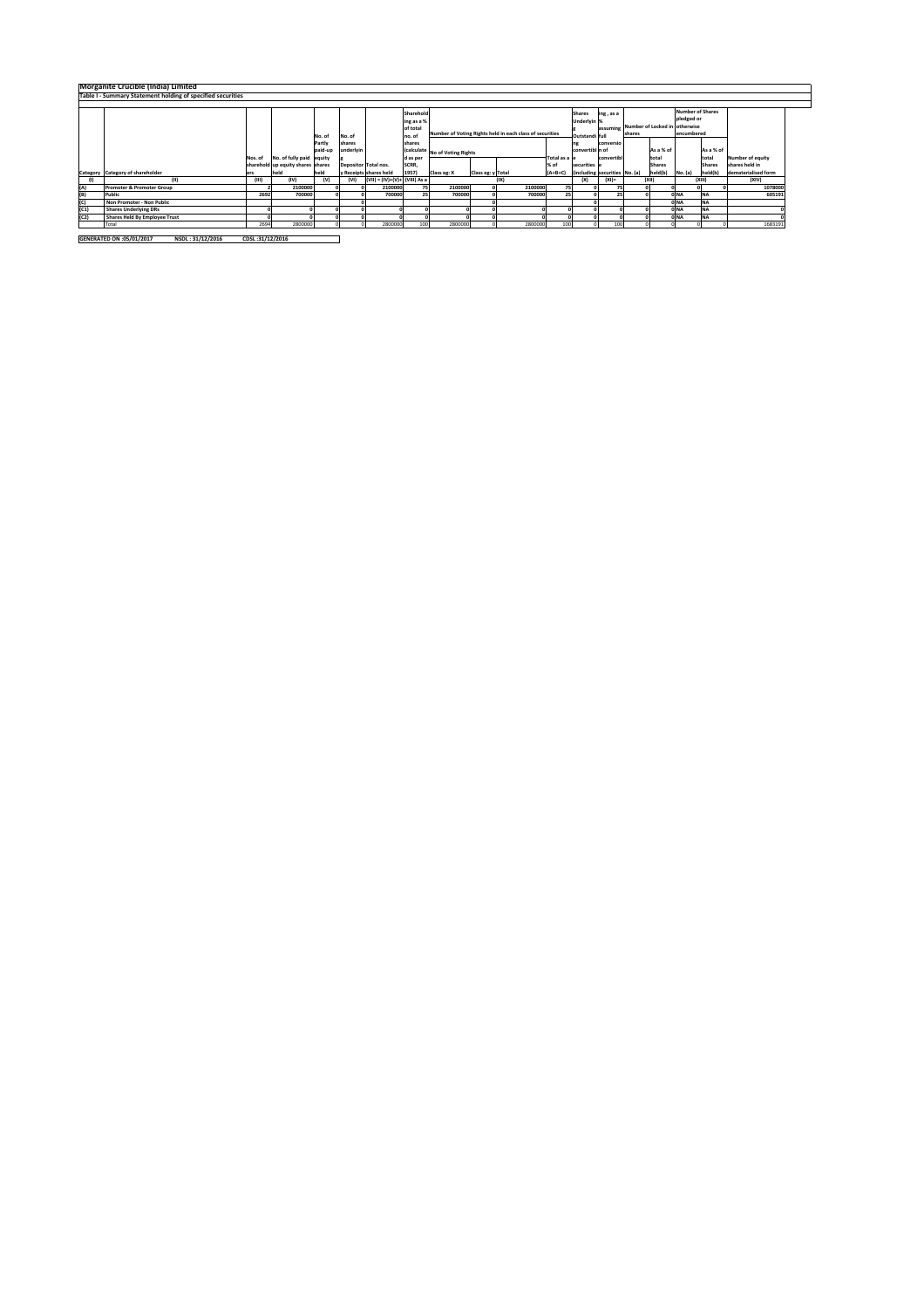# Morganite Crucible (India) Limited

## Table I - Summary Statement holding of specified securities

| Category | Category of shareholder | Nos. of shareholders | No. of fully paid up equity shares held | No. of Partly paid-up equity shares held | No. of shares underlying Depository Receipts | Total nos. shares held | Shareholding as a % of total no. of shares (calculated as per SCRR, 1957) As a % of (A+B+C2) | Number of Voting Rights held in each class of securities | | | | Shares Underlying Outstanding convertible securities (including Warrants) | Shareholding, as a % assuming full conversion of convertible securities (as a percentage of diluted share capital) | Number of Locked in shares | | Number of Shares pledged or otherwise encumbered | | Number of equity shares held in dematerialised form |
|---|---|---|---|---|---|---|---|---|---|---|---|---|---|---|---|---|---|---|
| | | | | | | | | No of Voting Rights | | | Total as a % of (A+B+C) | | | No. (a) | As a % of total Shares held(b) | No. (a) | As a % of total Shares held(b) | |
| | | | | | | | | Class eg: X | Class eg: y | Total | | | | | | | | |
| (I) | (II) | (III) | (IV) | (V) | (VI) | (VII) = (IV)+(V)+(VI) | (VIII) As a % of (A+B+C2) | (IX) | | | | (X) | (XI)= | (XII) | | (XIII) | | (XIV) |
| (A) | Promoter & Promoter Group | 2 | 2100000 | 0 | 0 | 2100000 | 75 | 2100000 | 0 | 2100000 | 75 | 0 | 75 | 0 | 0 | 0 | 0 | 1078000 |
| (B) | Public | 2692 | 700000 | 0 | 0 | 700000 | 25 | 700000 | 0 | 700000 | 25 | 0 | 25 | 0 | 0 | NA | NA | 605191 |
| (C) | Non Promoter - Non Public | | | | 0 | | | | 0 | | | 0 | | | 0 | NA | NA | |
| (C1) | Shares Underlying DRs | 0 | 0 | 0 | 0 | 0 | 0 | 0 | 0 | 0 | 0 | 0 | 0 | 0 | 0 | NA | NA | 0 |
| (C2) | Shares Held By Employee Trust | 0 | 0 | 0 | 0 | 0 | 0 | 0 | 0 | 0 | 0 | 0 | 0 | 0 | 0 | NA | NA | 0 |
| | Total | 2694 | 2800000 | 0 | 0 | 2800000 | 100 | 2800000 | 0 | 2800000 | 100 | 0 | 100 | 0 | 0 | 0 | 0 | 1683191 |

GENERATED ON :05/01/2017 NSDL : 31/12/2016 CDSL :31/12/2016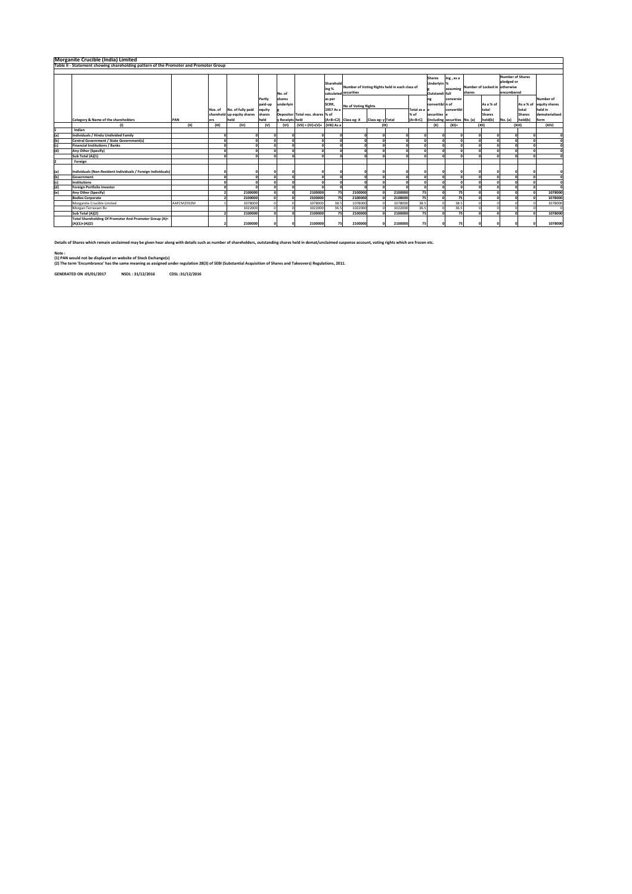# Morganite Crucible (India) Limited

## Table II - Statement showing shareholding pattern of the Promoter and Promoter Group

| | Category & Name of the shareholders | PAN | Nos. of shareholders | No. of fully paid up equity shares held | Partly paid-up equity shares held | No. of shares underlying Depository Receipts | Total nos. shares held | Shareholding % calculated as per SCRR, 1957 As a % of (A+B+C2) | Number of Voting Rights held in each class of securities | | | | No. of Shares Underlying Outstanding convertible securities (including Warrants) | Shareholding, as a % assuming full conversion of convertible securities (as a percentage of diluted share capital) | Number of Locked in shares | | Number of Shares pledged or otherwise encumbered | | Number of equity shares held in dematerialised form |
|---|---|---|---|---|---|---|---|---|---|---|---|---|---|---|---|---|---|---|---|
| | | | | | | | | | No of Voting Rights | | | Total as a % of (A+B+C) | | | No. (a) | As a % of total Shares held(b) | No. (a) | As a % of total Shares held(b) | |
| | | | | | | | | | Class eg: X | Class eg: y | Total | | | | | | | | |
| | (I) | (II) | (III) | (IV) | (V) | (VI) | (VII) = (IV)+(V)+ (VI) | (VIII) As a % of (A+B+C2) | (IX) | | | | (X) | (XI)= (VII)+(X) As a % of (A+B+C2) | (XII) | | (XIII) | | (XIV) |
| 1 | Indian | | | | | | | | | | | | | | | | | | |
| (a) | Individuals / Hindu Undivided Family | | 0 | 0 | 0 | 0 | 0 | 0 | 0 | 0 | 0 | 0 | 0 | 0 | 0 | 0 | 0 | 0 | 0 |
| (b) | Central Government / State Government(s) | | 0 | 0 | 0 | 0 | 0 | 0 | 0 | 0 | 0 | 0 | 0 | 0 | 0 | 0 | 0 | 0 | 0 |
| (c) | Financial Institutions / Banks | | 0 | 0 | 0 | 0 | 0 | 0 | 0 | 0 | 0 | 0 | 0 | 0 | 0 | 0 | 0 | 0 | 0 |
| (d) | Any Other (Specify) | | 0 | 0 | 0 | 0 | 0 | 0 | 0 | 0 | 0 | 0 | 0 | 0 | 0 | 0 | 0 | 0 | 0 |
| | Sub Total (A)(1) | | 0 | 0 | 0 | 0 | 0 | 0 | 0 | 0 | 0 | 0 | 0 | 0 | 0 | 0 | 0 | 0 | 0 |
| 2 | Foreign | | | | | | | | | | | | | | | | | | |
| (a) | Individuals (Non-Resident Individuals / Foreign Individuals) | | 0 | 0 | 0 | 0 | 0 | 0 | 0 | 0 | 0 | 0 | 0 | 0 | 0 | 0 | 0 | 0 | 0 |
| (b) | Government | | 0 | 0 | 0 | 0 | 0 | 0 | 0 | 0 | 0 | 0 | 0 | 0 | 0 | 0 | 0 | 0 | 0 |
| (c) | Institutions | | 0 | 0 | 0 | 0 | 0 | 0 | 0 | 0 | 0 | 0 | 0 | 0 | 0 | 0 | 0 | 0 | 0 |
| (d) | Foreign Portfolio Investor | | 0 | 0 | 0 | 0 | 0 | 0 | 0 | 0 | 0 | 0 | 0 | 0 | 0 | 0 | 0 | 0 | 0 |
| (e) | Any Other (Specify) | | 2 | 2100000 | 0 | 0 | 2100000 | 75 | 2100000 | 0 | 2100000 | 75 | 0 | 75 | 0 | 0 | 0 | 0 | 1078000 |
| | Bodies Corporate | | 2 | 2100000 | 0 | 0 | 2100000 | 75 | 2100000 | 0 | 2100000 | 75 | 0 | 75 | 0 | 0 | 0 | 0 | 1078000 |
| | Morganite Crucible Limited | AAFCM2592M | 1 | 1078000 | 0 | 0 | 1078000 | 38.5 | 1078000 | 0 | 1078000 | 38.5 | 0 | 38.5 | 0 | 0 | 0 | 0 | 1078000 |
| | Morgan Terrassen Bv | | | 1022000 | 0 | 0 | 1022000 | 36.5 | 1022000 | 0 | 1022000 | 36.5 | 0 | 36.5 | 0 | 0 | 0 | 0 | 0 |
| | Sub Total (A)(2) | | 2 | 2100000 | 0 | 0 | 2100000 | 75 | 2100000 | 0 | 2100000 | 75 | 0 | 75 | 0 | 0 | 0 | 0 | 1078000 |
| | Total Shareholding Of Promoter And Promoter Group (A)= (A)(1)+(A)(2) | | 2 | 2100000 | 0 | 0 | 2100000 | 75 | 2100000 | 0 | 2100000 | 75 | 0 | 75 | 0 | 0 | 0 | 0 | 1078000 |

Details of Shares which remain unclaimed may be given hear along with details such as number of shareholders, outstanding shares held in demat/unclaimed suspense account, voting rights which are frozen etc.

**Note :**
**(1) PAN would not be displayed on website of Stock Exchange(s)**
**(2) The term 'Encumbrance' has the same meaning as assigned under regulation 28(3) of SEBI (Substantial Acquisition of Shares and Takeovers) Regulations, 2011.**

**GENERATED ON :05/01/2017 NSDL : 31/12/2016 CDSL :31/12/2016**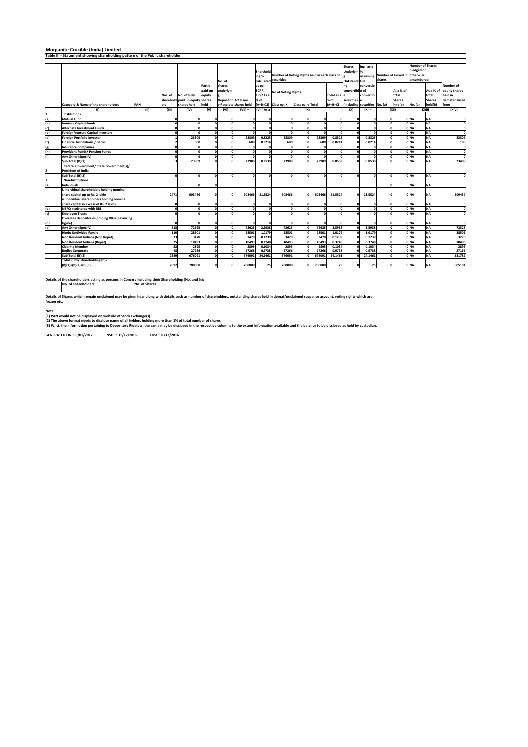# Morganite Crucible (India) Limited

## Table III - Statement showing shareholding pattern of the Public shareholder

| | Category & Name of the shareholders | PAN | Nos. of shareholders | No. of fully paid up equity shares held | Partly paid-up equity shares held | No. of shares underlying Depository Receipts | Total nos. shares held | Shareholding % calculated as per SCRR, 1957 As a % of (A+B+C2) | Number of Voting Rights held in each class of securities | | | | No. of Shares Underlying Outstanding convertible securities (including Warrants) | Shareholding, as a % assuming full conversion of convertible securities | Number of Locked in shares | | Number of Shares pledged or otherwise encumbered | | Number of equity shares held in dematerialised form |
|---|---|---|---|---|---|---|---|---|---|---|---|---|---|---|---|---|---|---|---|
| | | | | | | | | | No of Voting Rights | | | Total as a % of (A+B+C) | | | No. (a) | As a % of total Shares held(b) | No. (a) | As a % of total Shares held(b) | |
| | | | | | | | | | Class eg: X | Class eg: y | Total | | | | | | | | |
| | (I) | (II) | (III) | (IV) | (V) | (VI) | (VII) = | (VIII) As a | (IX) | | | | (X) | (XI)= | (XII) | | (XIII) | | (XIV) |
| 1 | Institutions | | | | | | | | | | | | | | | | | | |
| (a) | Mutual Fund | | 0 | 0 | 0 | 0 | 0 | 0 | 0 | 0 | 0 | 0 | 0 | 0 | 0 | 0 | NA | NA | 0 |
| (b) | Venture Capital Funds | | 0 | 0 | 0 | 0 | 0 | 0 | 0 | 0 | 0 | 0 | 0 | 0 | 0 | 0 | NA | NA | 0 |
| (c) | Alternate Investment Funds | | 0 | 0 | 0 | 0 | 0 | 0 | 0 | 0 | 0 | 0 | 0 | 0 | 0 | 0 | NA | NA | 0 |
| (d) | Foreign Venture Capital Investors | | 0 | 0 | 0 | 0 | 0 | 0 | 0 | 0 | 0 | 0 | 0 | 0 | 0 | 0 | NA | NA | 0 |
| (e) | Foreign Portfolio Investor | | 1 | 23309 | 0 | 0 | 23309 | 0.8325 | 23309 | 0 | 23309 | 0.8325 | 0 | 0.8325 | 0 | 0 | NA | NA | 23309 |
| (f) | Financial Institutions / Banks | | 2 | 600 | 0 | 0 | 600 | 0.0214 | 600 | 0 | 600 | 0.0214 | 0 | 0.0214 | 0 | 0 | NA | NA | 100 |
| (g) | Insurance Companies | | 0 | 0 | 0 | 0 | 0 | 0 | 0 | 0 | 0 | 0 | 0 | 0 | 0 | 0 | NA | NA | 0 |
| (h) | Provident Funds/ Pension Funds | | 0 | 0 | 0 | 0 | 0 | 0 | 0 | 0 | 0 | 0 | 0 | 0 | 0 | 0 | NA | NA | 0 |
| (i) | Any Other (Specify) | | 0 | 0 | 0 | 0 | 0 | 0 | 0 | 0 | 0 | 0 | 0 | 0 | 0 | 0 | NA | NA | 0 |
| | Sub Total (B)(1) | | 3 | 23909 | 0 | 0 | 23909 | 0.8539 | 23909 | 0 | 23909 | 0.8539 | 0 | 0.8539 | 0 | 0 | NA | NA | 23409 |
| 2 | Central Government/ State Government(s)/ President of India | | | | | | | | | | | | | | | | | | |
| | Sub Total (B)(2) | | 0 | 0 | 0 | 0 | 0 | 0 | 0 | 0 | 0 | 0 | 0 | 0 | 0 | 0 | NA | NA | 0 |
| 3 | Non-Institutions | | | | | | | | | | | | | | | | | | |
| (a) | Individuals | | | 0 | 0 | | | | | | | | | | 0 | | NA | NA | |
| | i. Individual shareholders holding nominal share capital up to Rs. 2 lakhs. | | 2471 | 603466 | 0 | 0 | 603466 | 21.5524 | 603466 | 0 | 603466 | 21.5524 | 0 | 21.5524 | 0 | 0 | NA | NA | 509457 |
| | ii. Individual shareholders holding nominal share capital in excess of Rs. 2 lakhs. | | 0 | 0 | 0 | 0 | 0 | 0 | 0 | 0 | 0 | 0 | 0 | 0 | 0 | 0 | NA | NA | 0 |
| (b) | NBFCs registered with RBI | | 0 | 0 | 0 | 0 | 0 | 0 | 0 | 0 | 0 | 0 | 0 | 0 | 0 | 0 | NA | NA | 0 |
| (c) | Employee Trusts | | 0 | 0 | 0 | 0 | 0 | 0 | 0 | 0 | 0 | 0 | 0 | 0 | 0 | 0 | NA | NA | 0 |
| (d) | Overseas Depositories(holding DRs) (balancing figure) | | 0 | 0 | 0 | 0 | 0 | 0 | 0 | 0 | 0 | 0 | 0 | 0 | 0 | 0 | NA | NA | 0 |
| (e) | Any Other (Specify) | | 218 | 72625 | 0 | 0 | 72625 | 2.5938 | 72625 | 0 | 72625 | 2.5938 | 0 | 2.5938 | 0 | 0 | NA | NA | 72325 |
| | Hindu Undivided Family | | 110 | 28501 | 0 | 0 | 28501 | 1.0179 | 28501 | 0 | 28501 | 1.0179 | 0 | 1.0179 | 0 | 0 | NA | NA | 28501 |
| | Non Resident Indians (Non Repat) | | 13 | 3470 | 0 | 0 | 3470 | 0.1239 | 3470 | 0 | 3470 | 0.1239 | 0 | 0.1239 | 0 | 0 | NA | NA | 3270 |
| | Non Resident Indians (Repat) | | 25 | 10493 | 0 | 0 | 10493 | 0.3748 | 10493 | 0 | 10493 | 0.3748 | 0 | 0.3748 | 0 | 0 | NA | NA | 10493 |
| | Clearing Member | | 22 | 2895 | 0 | 0 | 2895 | 0.1034 | 2895 | 0 | 2895 | 0.1034 | 0 | 0.1034 | 0 | 0 | NA | NA | 2895 |
| | Bodies Corporate | | 48 | 27266 | 0 | 0 | 27266 | 0.9738 | 27266 | 0 | 27266 | 0.9738 | 0 | 0.9738 | 0 | 0 | NA | NA | 27166 |
| | Sub Total (B)(3) | | 2689 | 676091 | 0 | 0 | 676091 | 24.1461 | 676091 | 0 | 676091 | 24.1461 | 0 | 24.1461 | 0 | 0 | NA | NA | 581782 |
| | Total Public Shareholding (B)= (B)(1)+(B)(2)+(B)(3) | | 2692 | 700000 | 0 | 0 | 700000 | 25 | 700000 | 0 | 700000 | 25 | 0 | 25 | 0 | 0 | NA | NA | 605191 |

**Details of the shareholders acting as persons in Concert including their Shareholding (No. and %):**

| No. of shareholders | No. of Shares |
|---|---|
| | |

**Details of Shares which remain unclaimed may be given hear along with details such as number of shareholders, outstanding shares held in demat/unclaimed suspense account, voting rights which are frozen etc.**

**Note :**

**(1) PAN would not be displayed on website of Stock Exchange(s).**

**(2) The above format needs to disclose name of all holders holding more than 1% of total number of shares**

**(3) W.r.t. the information pertaining to Depository Receipts, the same may be disclosed in the respective columns to the extent information available and the balance to be disclosed as held by custodian.**

**GENERATED ON :05/01/2017 NSDL : 31/12/2016 CDSL :31/12/2016**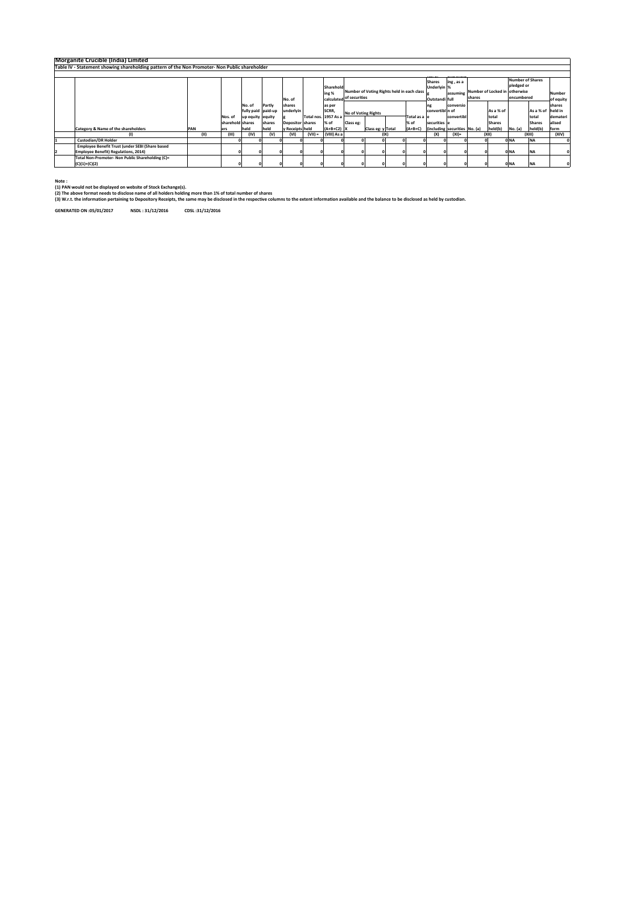# Morganite Crucible (India) Limited

## Table IV - Statement showing shareholding pattern of the Non Promoter- Non Public shareholder

| | Category & Name of the shareholders | PAN | Nos. of shareholders | No. of fully paid up equity shares held | Partly paid-up equity shares held | No. of shares underlying Depository Receipts | Total nos. shares held | Shareholding % calculated as per SCRR, 1957 As a % of (A+B+C2) | Number of Voting Rights held in each class of securities | | | | No. of Shares Underlying Outstanding convertible securities (including | Shareholding , as a % assuming full conversion of convertible securities | Number of Locked in shares | | Number of Shares pledged or otherwise encumbered | | Number of equity shares held in dematerialised form |
|---|---|---|---|---|---|---|---|---|---|---|---|---|---|---|---|---|---|---|---|
| | | | | | | | | | No of Voting Rights | | | Total as a % of (A+B+C) | | | No. (a) | As a % of total Shares held(b) | No. (a) | As a % of total Shares held(b) | |
| | | | | | | | | | Class eg: X | Class eg: y | Total | | | | | | | | |
| | (I) | (II) | (III) | (IV) | (V) | (VI) | (VII) = | (VIII) As a | (IX) | | | | (X) | (XI)= | (XII) | | (XIII) | | (XIV) |
| 1 | Custodian/DR Holder | | 0 | 0 | 0 | 0 | 0 | 0 | 0 | 0 | 0 | 0 | 0 | 0 | 0 | 0 | NA | NA | 0 |
| 2 | Employee Benefit Trust (under SEBI (Share based Employee Benefit) Regulations, 2014) | | 0 | 0 | 0 | 0 | 0 | 0 | 0 | 0 | 0 | 0 | 0 | 0 | 0 | 0 | NA | NA | 0 |
| | Total Non-Promoter- Non Public Shareholding (C)= (C)(1)+(C)(2) | | 0 | 0 | 0 | 0 | 0 | 0 | 0 | 0 | 0 | 0 | 0 | 0 | 0 | 0 | NA | NA | 0 |

**Note :**

**(1) PAN would not be displayed on website of Stock Exchange(s).**

**(2) The above format needs to disclose name of all holders holding more than 1% of total number of shares**

**(3) W.r.t. the information pertaining to Depository Receipts, the same may be disclosed in the respective columns to the extent information available and the balance to be disclosed as held by custodian.**

**GENERATED ON :05/01/2017 NSDL : 31/12/2016 CDSL :31/12/2016**